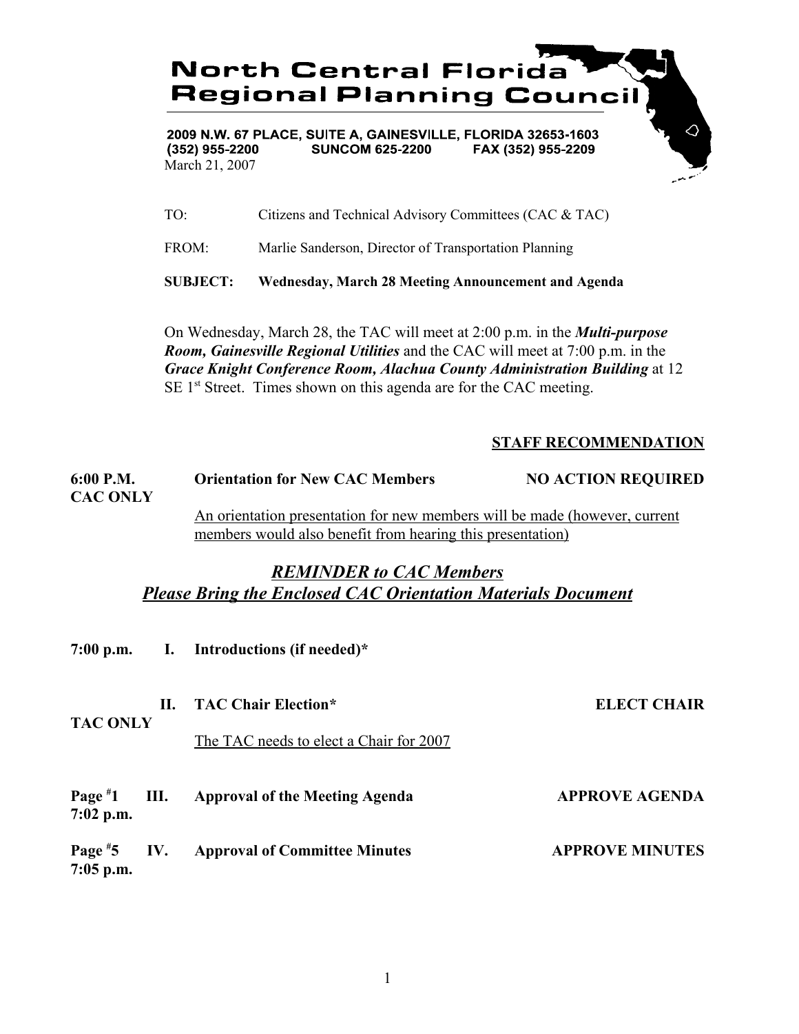# North Central Florida Regional Planning Council

**2009 N.W. 67 PLACE, SUITE A, GAINESVILLE, FLORIDA 32653-1603**
**(352) 955-2200 SUNCOM 625-2200 FAX (352) 955-2209**

March 21, 2007

TO: Citizens and Technical Advisory Committees (CAC & TAC)

FROM: Marlie Sanderson, Director of Transportation Planning

**SUBJECT: Wednesday, March 28 Meeting Announcement and Agenda**

On Wednesday, March 28, the TAC will meet at 2:00 p.m. in the ***Multi-purpose Room, Gainesville Regional Utilities*** and the CAC will meet at 7:00 p.m. in the ***Grace Knight Conference Room, Alachua County Administration Building*** at 12 SE 1st Street. Times shown on this agenda are for the CAC meeting.

**STAFF RECOMMENDATION**

**6:00 P.M. CAC ONLY** — **Orientation for New CAC Members** — **NO ACTION REQUIRED**

An orientation presentation for new members will be made (however, current members would also benefit from hearing this presentation)

## *REMINDER to CAC Members*
## *Please Bring the Enclosed CAC Orientation Materials Document*

**7:00 p.m. I. Introductions (if needed)***

**TAC ONLY II. TAC Chair Election*** — **ELECT CHAIR**

The TAC needs to elect a Chair for 2007

**Page #1 7:02 p.m. III. Approval of the Meeting Agenda** — **APPROVE AGENDA**

**Page #5 7:05 p.m. IV. Approval of Committee Minutes** — **APPROVE MINUTES**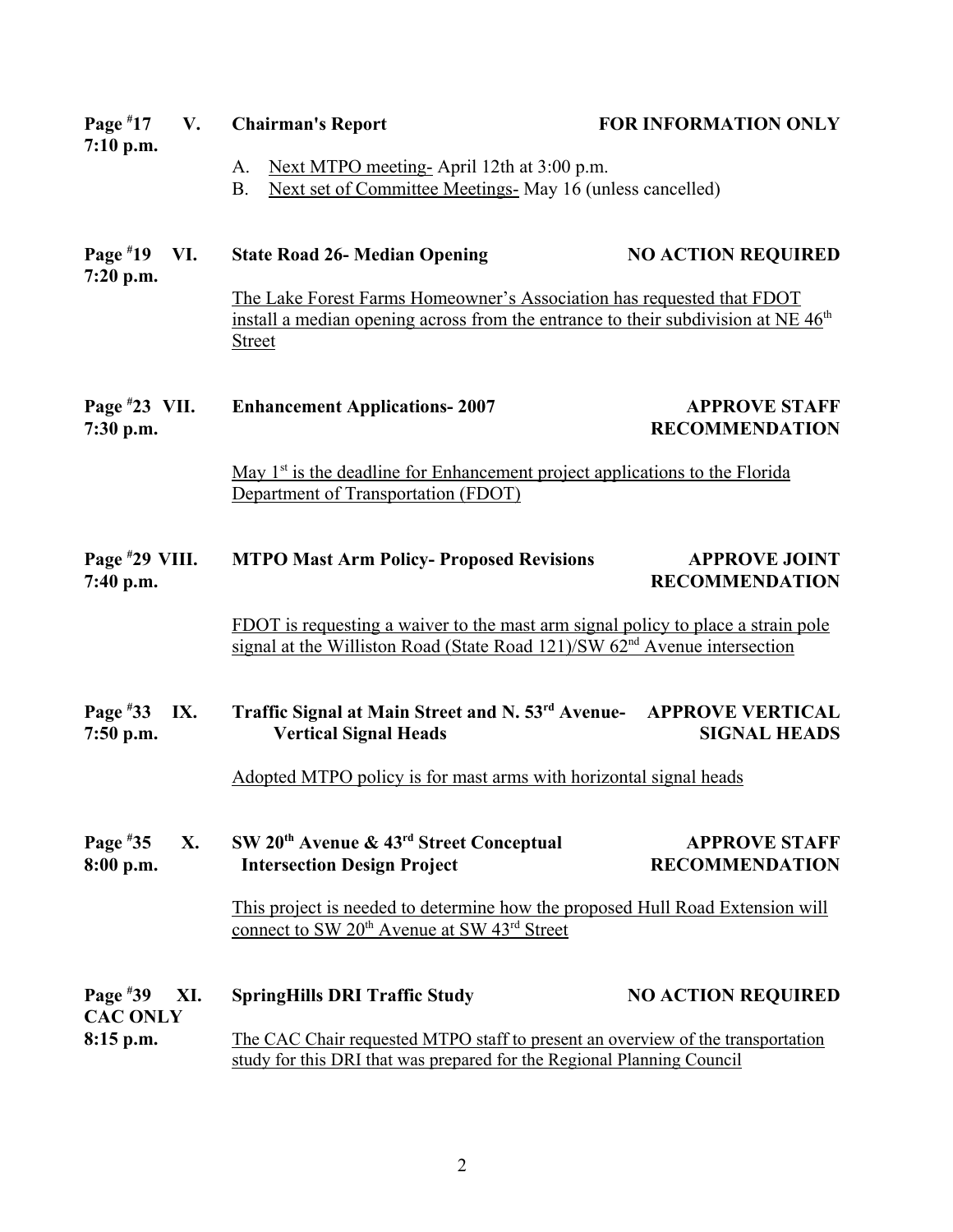**Page #17 V.**
**7:10 p.m.**

**Chairman's Report** — **FOR INFORMATION ONLY**

A. Next MTPO meeting- April 12th at 3:00 p.m.
B. Next set of Committee Meetings- May 16 (unless cancelled)

**Page #19 VI.**
**7:20 p.m.**

**State Road 26- Median Opening** — **NO ACTION REQUIRED**

The Lake Forest Farms Homeowner's Association has requested that FDOT install a median opening across from the entrance to their subdivision at NE 46th Street

**Page #23 VII.**
**7:30 p.m.**

**Enhancement Applications- 2007** — **APPROVE STAFF RECOMMENDATION**

May 1st is the deadline for Enhancement project applications to the Florida Department of Transportation (FDOT)

**Page #29 VIII.**
**7:40 p.m.**

**MTPO Mast Arm Policy- Proposed Revisions** — **APPROVE JOINT RECOMMENDATION**

FDOT is requesting a waiver to the mast arm signal policy to place a strain pole signal at the Williston Road (State Road 121)/SW 62nd Avenue intersection

**Page #33 IX.**
**7:50 p.m.**

**Traffic Signal at Main Street and N. 53rd Avenue- Vertical Signal Heads** — **APPROVE VERTICAL SIGNAL HEADS**

Adopted MTPO policy is for mast arms with horizontal signal heads

**Page #35 X.**
**8:00 p.m.**

**SW 20th Avenue & 43rd Street Conceptual Intersection Design Project** — **APPROVE STAFF RECOMMENDATION**

This project is needed to determine how the proposed Hull Road Extension will connect to SW 20th Avenue at SW 43rd Street

**Page #39 XI.**
**CAC ONLY**
**8:15 p.m.**

**SpringHills DRI Traffic Study** — **NO ACTION REQUIRED**

The CAC Chair requested MTPO staff to present an overview of the transportation study for this DRI that was prepared for the Regional Planning Council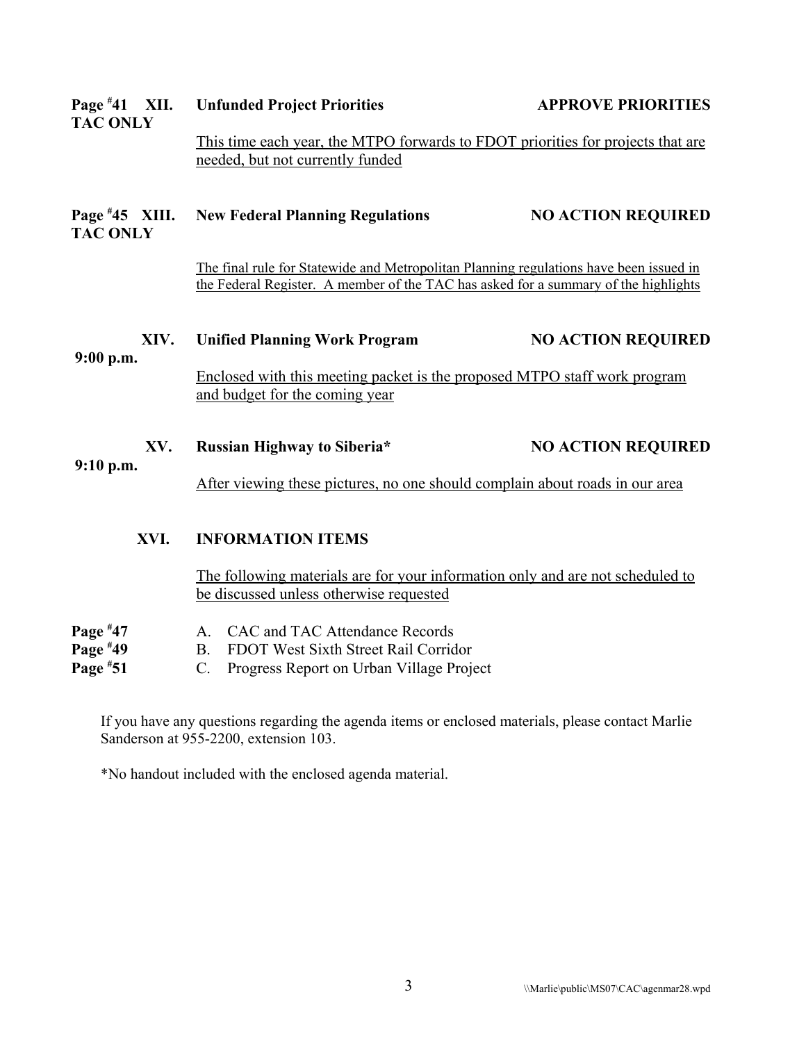**Page #41 XII. TAC ONLY** **Unfunded Project Priorities** **APPROVE PRIORITIES**

This time each year, the MTPO forwards to FDOT priorities for projects that are needed, but not currently funded

**Page #45 XIII. TAC ONLY** **New Federal Planning Regulations** **NO ACTION REQUIRED**

The final rule for Statewide and Metropolitan Planning regulations have been issued in the Federal Register. A member of the TAC has asked for a summary of the highlights

**XIV. 9:00 p.m.** **Unified Planning Work Program** **NO ACTION REQUIRED**

Enclosed with this meeting packet is the proposed MTPO staff work program and budget for the coming year

**XV. 9:10 p.m.** **Russian Highway to Siberia*** **NO ACTION REQUIRED**

After viewing these pictures, no one should complain about roads in our area

**XVI. INFORMATION ITEMS**

The following materials are for your information only and are not scheduled to be discussed unless otherwise requested

**Page #47** A. CAC and TAC Attendance Records
**Page #49** B. FDOT West Sixth Street Rail Corridor
**Page #51** C. Progress Report on Urban Village Project

If you have any questions regarding the agenda items or enclosed materials, please contact Marlie Sanderson at 955-2200, extension 103.

*No handout included with the enclosed agenda material.

\\Marlie\public\MS07\CAC\agenmar28.wpd